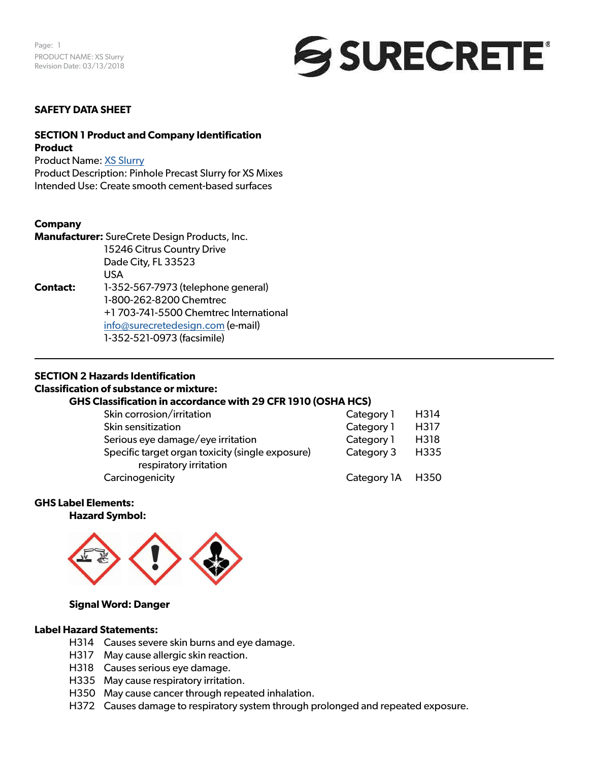# SAFETY DATA SHEET

## SECTION 1 Product and Company Identification

**Product**

Product Name: XS Slurry
Product Description: Pinhole Precast Slurry for XS Mixes
Intended Use: Create smooth cement-based surfaces

**Company**

**Manufacturer:** SureCrete Design Products, Inc.
15246 Citrus Country Drive
Dade City, FL 33523
USA

**Contact:** 1-352-567-7973 (telephone general)
1-800-262-8200 Chemtrec
+1 703-741-5500 Chemtrec International
info@surecretedesign.com (e-mail)
1-352-521-0973 (facsimile)

## SECTION 2 Hazards Identification

**Classification of substance or mixture:**

**GHS Classification in accordance with 29 CFR 1910 (OSHA HCS)**

| | | |
|---|---|---|
| Skin corrosion/irritation | Category 1 | H314 |
| Skin sensitization | Category 1 | H317 |
| Serious eye damage/eye irritation | Category 1 | H318 |
| Specific target organ toxicity (single exposure) respiratory irritation | Category 3 | H335 |
| Carcinogenicity | Category 1A | H350 |

**GHS Label Elements:**

**Hazard Symbol:**

**Signal Word: Danger**

**Label Hazard Statements:**

H314 Causes severe skin burns and eye damage.
H317 May cause allergic skin reaction.
H318 Causes serious eye damage.
H335 May cause respiratory irritation.
H350 May cause cancer through repeated inhalation.
H372 Causes damage to respiratory system through prolonged and repeated exposure.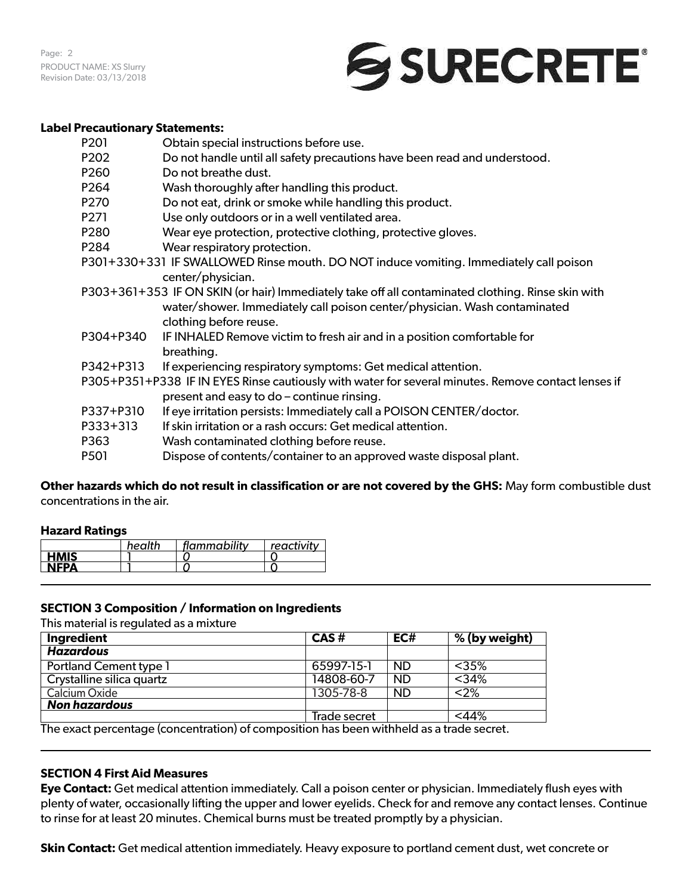**Label Precautionary Statements:**

- P201 Obtain special instructions before use.
- P202 Do not handle until all safety precautions have been read and understood.
- P260 Do not breathe dust.
- P264 Wash thoroughly after handling this product.
- P270 Do not eat, drink or smoke while handling this product.
- P271 Use only outdoors or in a well ventilated area.
- P280 Wear eye protection, protective clothing, protective gloves.
- P284 Wear respiratory protection.
- P301+330+331 IF SWALLOWED Rinse mouth. DO NOT induce vomiting. Immediately call poison center/physician.
- P303+361+353 IF ON SKIN (or hair) Immediately take off all contaminated clothing. Rinse skin with water/shower. Immediately call poison center/physician. Wash contaminated clothing before reuse.
- P304+P340 IF INHALED Remove victim to fresh air and in a position comfortable for breathing.
- P342+P313 If experiencing respiratory symptoms: Get medical attention.
- P305+P351+P338 IF IN EYES Rinse cautiously with water for several minutes. Remove contact lenses if present and easy to do – continue rinsing.
- P337+P310 If eye irritation persists: Immediately call a POISON CENTER/doctor.
- P333+313 If skin irritation or a rash occurs: Get medical attention.
- P363 Wash contaminated clothing before reuse.
- P501 Dispose of contents/container to an approved waste disposal plant.

**Other hazards which do not result in classification or are not covered by the GHS:** May form combustible dust concentrations in the air.

**Hazard Ratings**

| | *health* | *flammability* | *reactivity* |
|---|---|---|---|
| **HMIS** | 1 | *0* | 0 |
| **NFPA** | 1 | *0* | 0 |

## SECTION 3 Composition / Information on Ingredients

This material is regulated as a mixture

| Ingredient | CAS # | EC# | % (by weight) |
|---|---|---|---|
| ***Hazardous*** | | | |
| Portland Cement type 1 | 65997-15-1 | ND | <35% |
| Crystalline silica quartz | 14808-60-7 | ND | <34% |
| Calcium Oxide | 1305-78-8 | ND | <2% |
| ***Non hazardous*** | | | |
| | Trade secret | | <44% |

The exact percentage (concentration) of composition has been withheld as a trade secret.

## SECTION 4 First Aid Measures

**Eye Contact:** Get medical attention immediately. Call a poison center or physician. Immediately flush eyes with plenty of water, occasionally lifting the upper and lower eyelids. Check for and remove any contact lenses. Continue to rinse for at least 20 minutes. Chemical burns must be treated promptly by a physician.

**Skin Contact:** Get medical attention immediately. Heavy exposure to portland cement dust, wet concrete or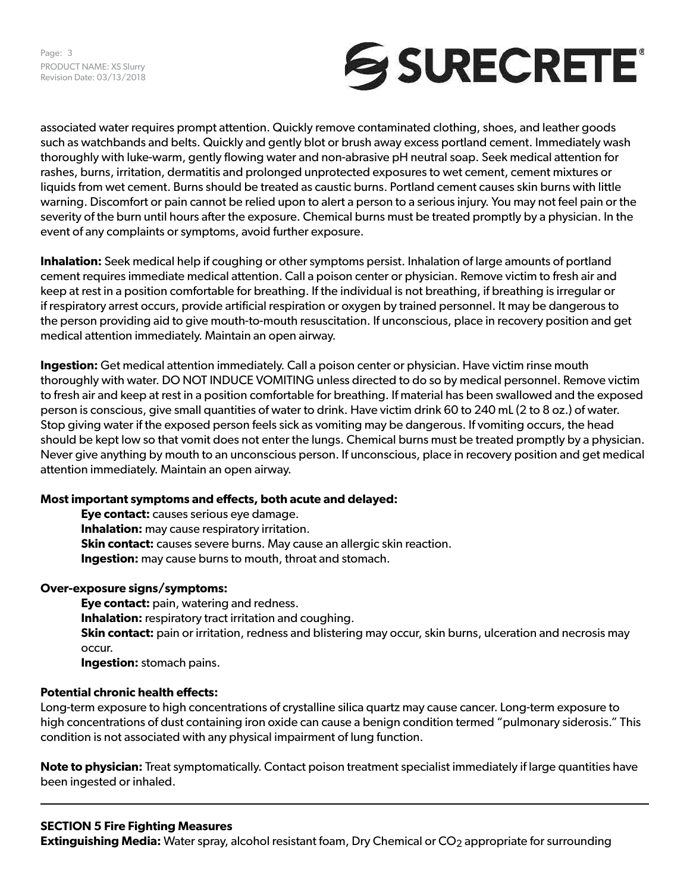associated water requires prompt attention. Quickly remove contaminated clothing, shoes, and leather goods such as watchbands and belts. Quickly and gently blot or brush away excess portland cement. Immediately wash thoroughly with luke-warm, gently flowing water and non-abrasive pH neutral soap. Seek medical attention for rashes, burns, irritation, dermatitis and prolonged unprotected exposures to wet cement, cement mixtures or liquids from wet cement. Burns should be treated as caustic burns. Portland cement causes skin burns with little warning. Discomfort or pain cannot be relied upon to alert a person to a serious injury. You may not feel pain or the severity of the burn until hours after the exposure. Chemical burns must be treated promptly by a physician. In the event of any complaints or symptoms, avoid further exposure.

**Inhalation:** Seek medical help if coughing or other symptoms persist. Inhalation of large amounts of portland cement requires immediate medical attention. Call a poison center or physician. Remove victim to fresh air and keep at rest in a position comfortable for breathing. If the individual is not breathing, if breathing is irregular or if respiratory arrest occurs, provide artificial respiration or oxygen by trained personnel. It may be dangerous to the person providing aid to give mouth-to-mouth resuscitation. If unconscious, place in recovery position and get medical attention immediately. Maintain an open airway.

**Ingestion:** Get medical attention immediately. Call a poison center or physician. Have victim rinse mouth thoroughly with water. DO NOT INDUCE VOMITING unless directed to do so by medical personnel. Remove victim to fresh air and keep at rest in a position comfortable for breathing. If material has been swallowed and the exposed person is conscious, give small quantities of water to drink. Have victim drink 60 to 240 mL (2 to 8 oz.) of water. Stop giving water if the exposed person feels sick as vomiting may be dangerous. If vomiting occurs, the head should be kept low so that vomit does not enter the lungs. Chemical burns must be treated promptly by a physician. Never give anything by mouth to an unconscious person. If unconscious, place in recovery position and get medical attention immediately. Maintain an open airway.

**Most important symptoms and effects, both acute and delayed:**

**Eye contact:** causes serious eye damage.
**Inhalation:** may cause respiratory irritation.
**Skin contact:** causes severe burns. May cause an allergic skin reaction.
**Ingestion:** may cause burns to mouth, throat and stomach.

**Over-exposure signs/symptoms:**

**Eye contact:** pain, watering and redness.
**Inhalation:** respiratory tract irritation and coughing.
**Skin contact:** pain or irritation, redness and blistering may occur, skin burns, ulceration and necrosis may occur.
**Ingestion:** stomach pains.

**Potential chronic health effects:**
Long-term exposure to high concentrations of crystalline silica quartz may cause cancer. Long-term exposure to high concentrations of dust containing iron oxide can cause a benign condition termed "pulmonary siderosis." This condition is not associated with any physical impairment of lung function.

**Note to physician:** Treat symptomatically. Contact poison treatment specialist immediately if large quantities have been ingested or inhaled.

---

## SECTION 5 Fire Fighting Measures

**Extinguishing Media:** Water spray, alcohol resistant foam, Dry Chemical or $CO_2$ appropriate for surrounding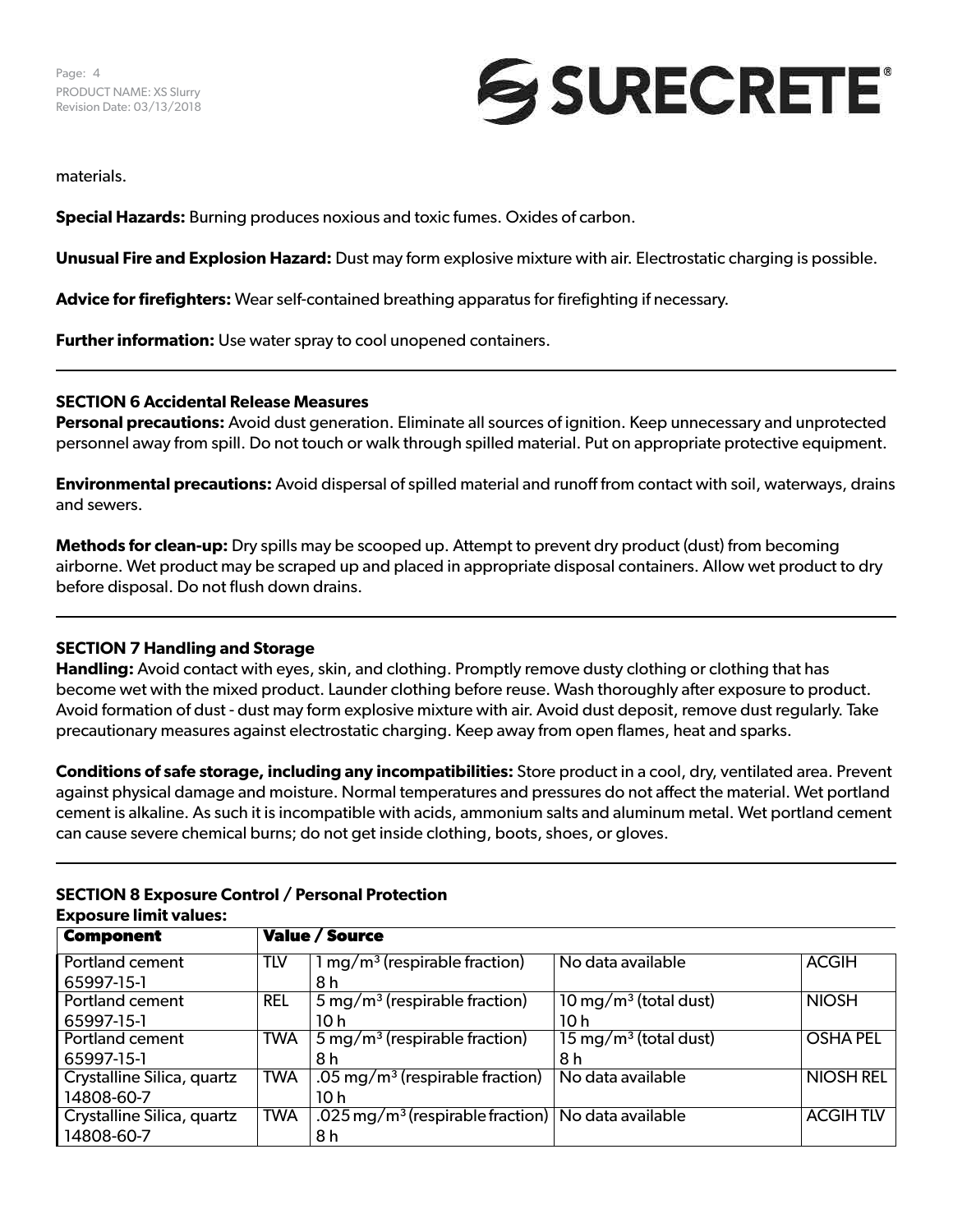materials.

**Special Hazards:** Burning produces noxious and toxic fumes. Oxides of carbon.

**Unusual Fire and Explosion Hazard:** Dust may form explosive mixture with air. Electrostatic charging is possible.

**Advice for firefighters:** Wear self-contained breathing apparatus for firefighting if necessary.

**Further information:** Use water spray to cool unopened containers.

---

## SECTION 6 Accidental Release Measures

**Personal precautions:** Avoid dust generation. Eliminate all sources of ignition. Keep unnecessary and unprotected personnel away from spill. Do not touch or walk through spilled material. Put on appropriate protective equipment.

**Environmental precautions:** Avoid dispersal of spilled material and runoff from contact with soil, waterways, drains and sewers.

**Methods for clean-up:** Dry spills may be scooped up. Attempt to prevent dry product (dust) from becoming airborne. Wet product may be scraped up and placed in appropriate disposal containers. Allow wet product to dry before disposal. Do not flush down drains.

---

## SECTION 7 Handling and Storage

**Handling:** Avoid contact with eyes, skin, and clothing. Promptly remove dusty clothing or clothing that has become wet with the mixed product. Launder clothing before reuse. Wash thoroughly after exposure to product. Avoid formation of dust - dust may form explosive mixture with air. Avoid dust deposit, remove dust regularly. Take precautionary measures against electrostatic charging. Keep away from open flames, heat and sparks.

**Conditions of safe storage, including any incompatibilities:** Store product in a cool, dry, ventilated area. Prevent against physical damage and moisture. Normal temperatures and pressures do not affect the material. Wet portland cement is alkaline. As such it is incompatible with acids, ammonium salts and aluminum metal. Wet portland cement can cause severe chemical burns; do not get inside clothing, boots, shoes, or gloves.

---

## SECTION 8 Exposure Control / Personal Protection

**Exposure limit values:**

| Component | Value / Source | | | |
|---|---|---|---|---|
| Portland cement 65997-15-1 | TLV | 1 mg/m³ (respirable fraction) 8 h | No data available | ACGIH |
| Portland cement 65997-15-1 | REL | 5 mg/m³ (respirable fraction) 10 h | 10 mg/m³ (total dust) 10 h | NIOSH |
| Portland cement 65997-15-1 | TWA | 5 mg/m³ (respirable fraction) 8 h | 15 mg/m³ (total dust) 8 h | OSHA PEL |
| Crystalline Silica, quartz 14808-60-7 | TWA | .05 mg/m³ (respirable fraction) 10 h | No data available | NIOSH REL |
| Crystalline Silica, quartz 14808-60-7 | TWA | .025 mg/m³ (respirable fraction) 8 h | No data available | ACGIH TLV |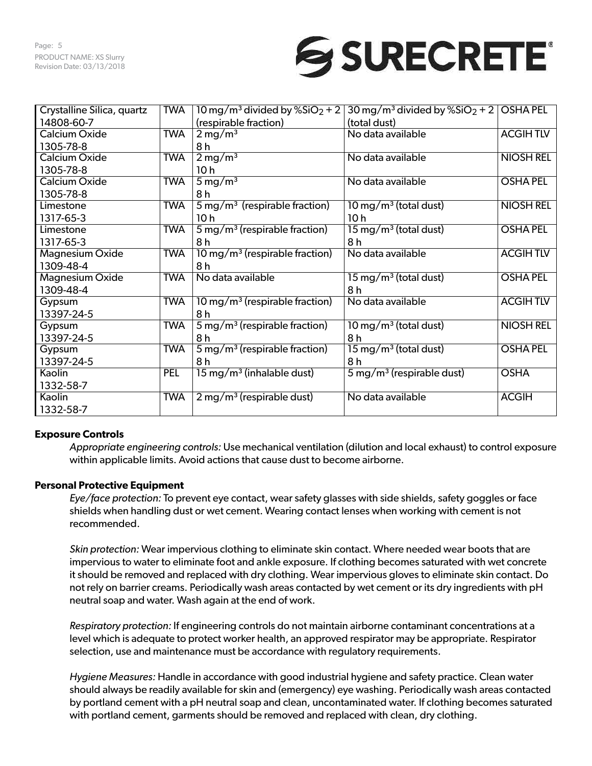| Crystalline Silica, quartz 14808-60-7 | TWA | 10 mg/m³ divided by %$SiO_2$ + 2 (respirable fraction) | 30 mg/m³ divided by %$SiO_2$ + 2 (total dust) | OSHA PEL |
|---|---|---|---|---|
| Calcium Oxide 1305-78-8 | TWA | 2 mg/m³ 8 h | No data available | ACGIH TLV |
| Calcium Oxide 1305-78-8 | TWA | 2 mg/m³ 10 h | No data available | NIOSH REL |
| Calcium Oxide 1305-78-8 | TWA | 5 mg/m³ 8 h | No data available | OSHA PEL |
| Limestone 1317-65-3 | TWA | 5 mg/m³ (respirable fraction) 10 h | 10 mg/m³ (total dust) 10 h | NIOSH REL |
| Limestone 1317-65-3 | TWA | 5 mg/m³ (respirable fraction) 8 h | 15 mg/m³ (total dust) 8 h | OSHA PEL |
| Magnesium Oxide 1309-48-4 | TWA | 10 mg/m³ (respirable fraction) 8 h | No data available | ACGIH TLV |
| Magnesium Oxide 1309-48-4 | TWA | No data available | 15 mg/m³ (total dust) 8 h | OSHA PEL |
| Gypsum 13397-24-5 | TWA | 10 mg/m³ (respirable fraction) 8 h | No data available | ACGIH TLV |
| Gypsum 13397-24-5 | TWA | 5 mg/m³ (respirable fraction) 8 h | 10 mg/m³ (total dust) 8 h | NIOSH REL |
| Gypsum 13397-24-5 | TWA | 5 mg/m³ (respirable fraction) 8 h | 15 mg/m³ (total dust) 8 h | OSHA PEL |
| Kaolin 1332-58-7 | PEL | 15 mg/m³ (inhalable dust) | 5 mg/m³ (respirable dust) | OSHA |
| Kaolin 1332-58-7 | TWA | 2 mg/m³ (respirable dust) | No data available | ACGIH |

**Exposure Controls**

*Appropriate engineering controls:* Use mechanical ventilation (dilution and local exhaust) to control exposure within applicable limits. Avoid actions that cause dust to become airborne.

**Personal Protective Equipment**

*Eye/face protection:* To prevent eye contact, wear safety glasses with side shields, safety goggles or face shields when handling dust or wet cement. Wearing contact lenses when working with cement is not recommended.

*Skin protection:* Wear impervious clothing to eliminate skin contact. Where needed wear boots that are impervious to water to eliminate foot and ankle exposure. If clothing becomes saturated with wet concrete it should be removed and replaced with dry clothing. Wear impervious gloves to eliminate skin contact. Do not rely on barrier creams. Periodically wash areas contacted by wet cement or its dry ingredients with pH neutral soap and water. Wash again at the end of work.

*Respiratory protection:* If engineering controls do not maintain airborne contaminant concentrations at a level which is adequate to protect worker health, an approved respirator may be appropriate. Respirator selection, use and maintenance must be accordance with regulatory requirements.

*Hygiene Measures:* Handle in accordance with good industrial hygiene and safety practice. Clean water should always be readily available for skin and (emergency) eye washing. Periodically wash areas contacted by portland cement with a pH neutral soap and clean, uncontaminated water. If clothing becomes saturated with portland cement, garments should be removed and replaced with clean, dry clothing.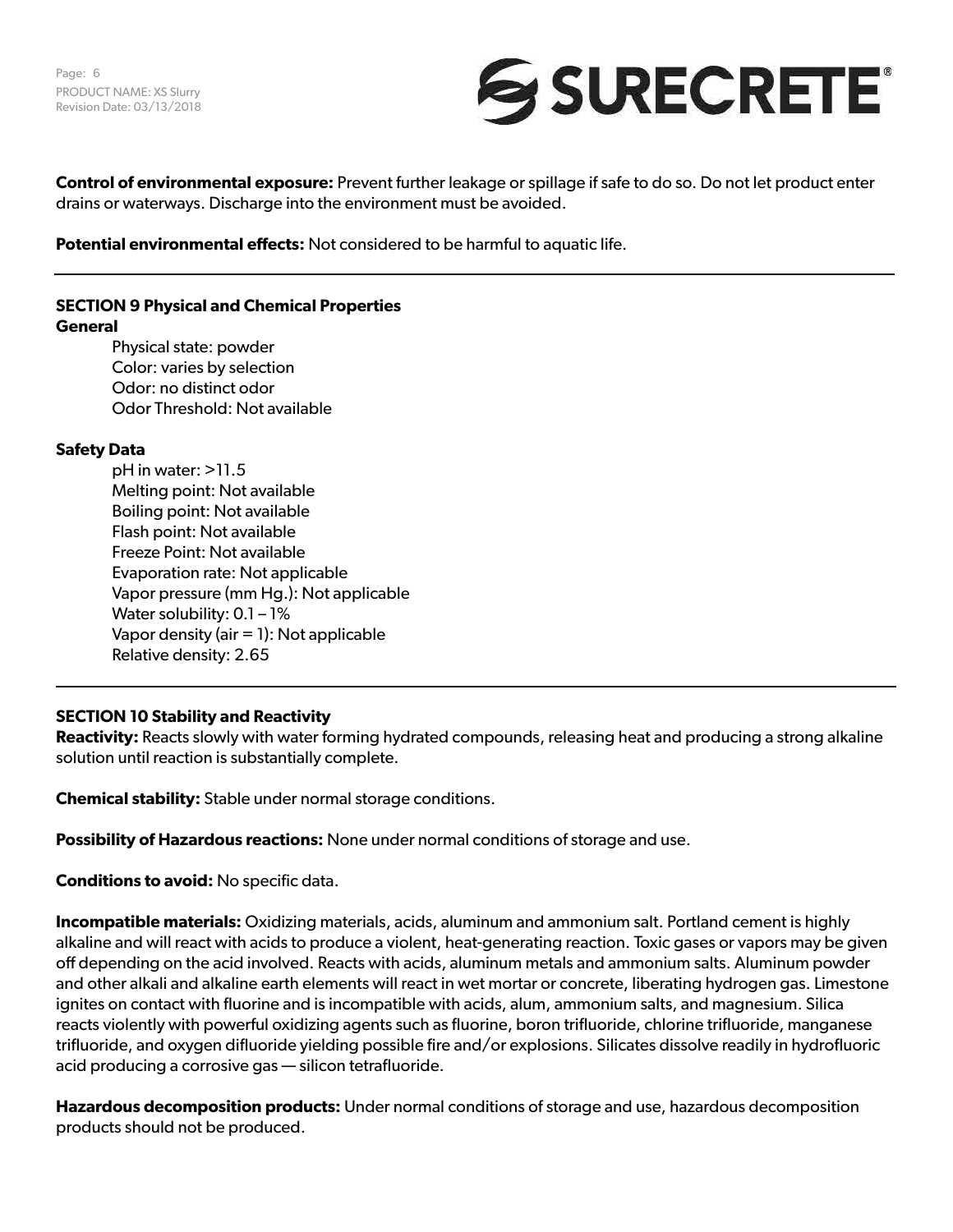**Control of environmental exposure:** Prevent further leakage or spillage if safe to do so. Do not let product enter drains or waterways. Discharge into the environment must be avoided.

**Potential environmental effects:** Not considered to be harmful to aquatic life.

---

## SECTION 9 Physical and Chemical Properties

**General**

- Physical state: powder
- Color: varies by selection
- Odor: no distinct odor
- Odor Threshold: Not available

**Safety Data**

- pH in water: >11.5
- Melting point: Not available
- Boiling point: Not available
- Flash point: Not available
- Freeze Point: Not available
- Evaporation rate: Not applicable
- Vapor pressure (mm Hg.): Not applicable
- Water solubility: 0.1 – 1%
- Vapor density (air = 1): Not applicable
- Relative density: 2.65

---

## SECTION 10 Stability and Reactivity

**Reactivity:** Reacts slowly with water forming hydrated compounds, releasing heat and producing a strong alkaline solution until reaction is substantially complete.

**Chemical stability:** Stable under normal storage conditions.

**Possibility of Hazardous reactions:** None under normal conditions of storage and use.

**Conditions to avoid:** No specific data.

**Incompatible materials:** Oxidizing materials, acids, aluminum and ammonium salt. Portland cement is highly alkaline and will react with acids to produce a violent, heat-generating reaction. Toxic gases or vapors may be given off depending on the acid involved. Reacts with acids, aluminum metals and ammonium salts. Aluminum powder and other alkali and alkaline earth elements will react in wet mortar or concrete, liberating hydrogen gas. Limestone ignites on contact with fluorine and is incompatible with acids, alum, ammonium salts, and magnesium. Silica reacts violently with powerful oxidizing agents such as fluorine, boron trifluoride, chlorine trifluoride, manganese trifluoride, and oxygen difluoride yielding possible fire and/or explosions. Silicates dissolve readily in hydrofluoric acid producing a corrosive gas — silicon tetrafluoride.

**Hazardous decomposition products:** Under normal conditions of storage and use, hazardous decomposition products should not be produced.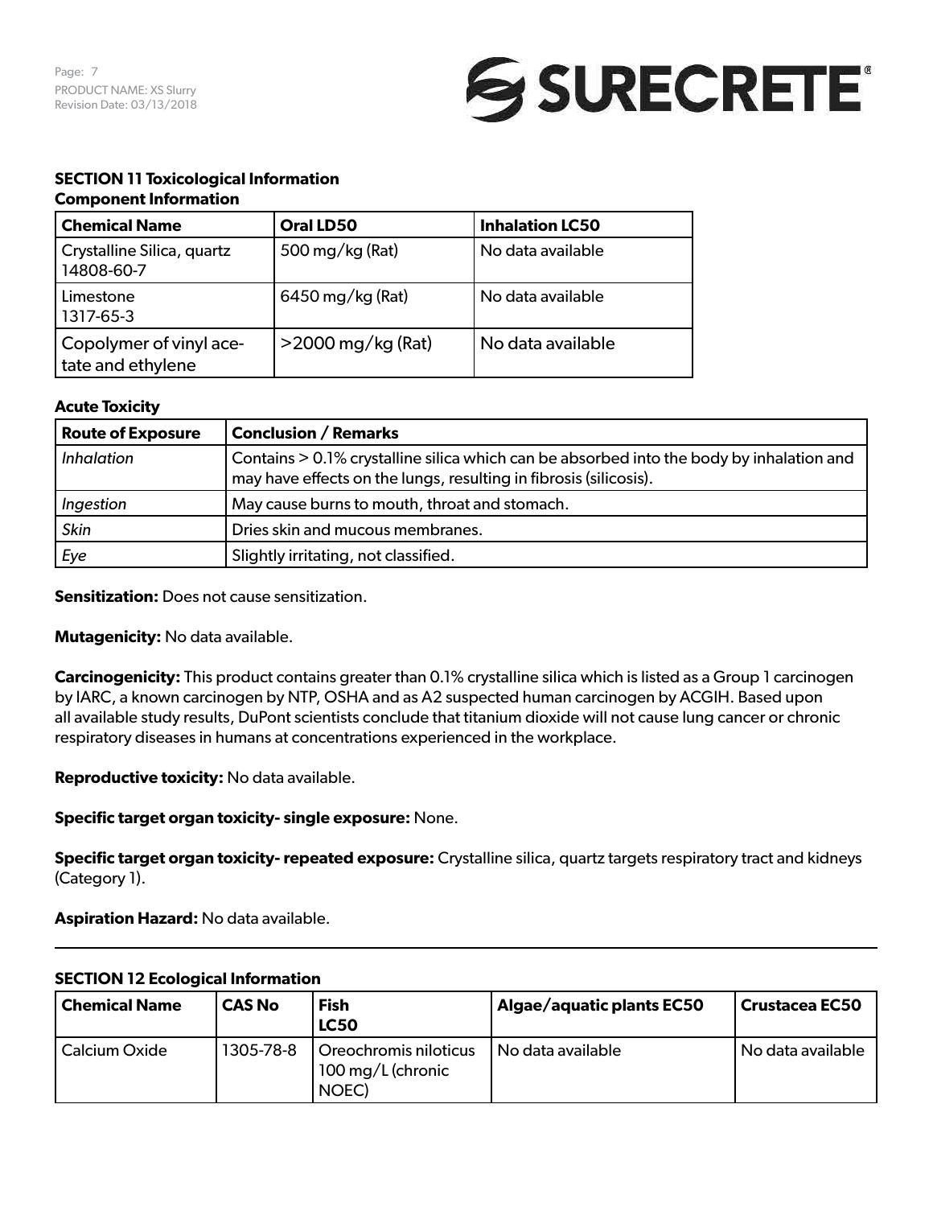## SECTION 11 Toxicological Information

### Component Information

| Chemical Name | Oral LD50 | Inhalation LC50 |
|---|---|---|
| Crystalline Silica, quartz 14808-60-7 | 500 mg/kg (Rat) | No data available |
| Limestone 1317-65-3 | 6450 mg/kg (Rat) | No data available |
| Copolymer of vinyl acetate and ethylene | >2000 mg/kg (Rat) | No data available |

### Acute Toxicity

| Route of Exposure | Conclusion / Remarks |
|---|---|
| *Inhalation* | Contains > 0.1% crystalline silica which can be absorbed into the body by inhalation and may have effects on the lungs, resulting in fibrosis (silicosis). |
| *Ingestion* | May cause burns to mouth, throat and stomach. |
| *Skin* | Dries skin and mucous membranes. |
| *Eye* | Slightly irritating, not classified. |

**Sensitization:** Does not cause sensitization.

**Mutagenicity:** No data available.

**Carcinogenicity:** This product contains greater than 0.1% crystalline silica which is listed as a Group 1 carcinogen by IARC, a known carcinogen by NTP, OSHA and as A2 suspected human carcinogen by ACGIH. Based upon all available study results, DuPont scientists conclude that titanium dioxide will not cause lung cancer or chronic respiratory diseases in humans at concentrations experienced in the workplace.

**Reproductive toxicity:** No data available.

**Specific target organ toxicity- single exposure:** None.

**Specific target organ toxicity- repeated exposure:** Crystalline silica, quartz targets respiratory tract and kidneys (Category 1).

**Aspiration Hazard:** No data available.

## SECTION 12 Ecological Information

| Chemical Name | CAS No | Fish LC50 | Algae/aquatic plants EC50 | Crustacea EC50 |
|---|---|---|---|---|
| Calcium Oxide | 1305-78-8 | Oreochromis niloticus 100 mg/L (chronic NOEC) | No data available | No data available |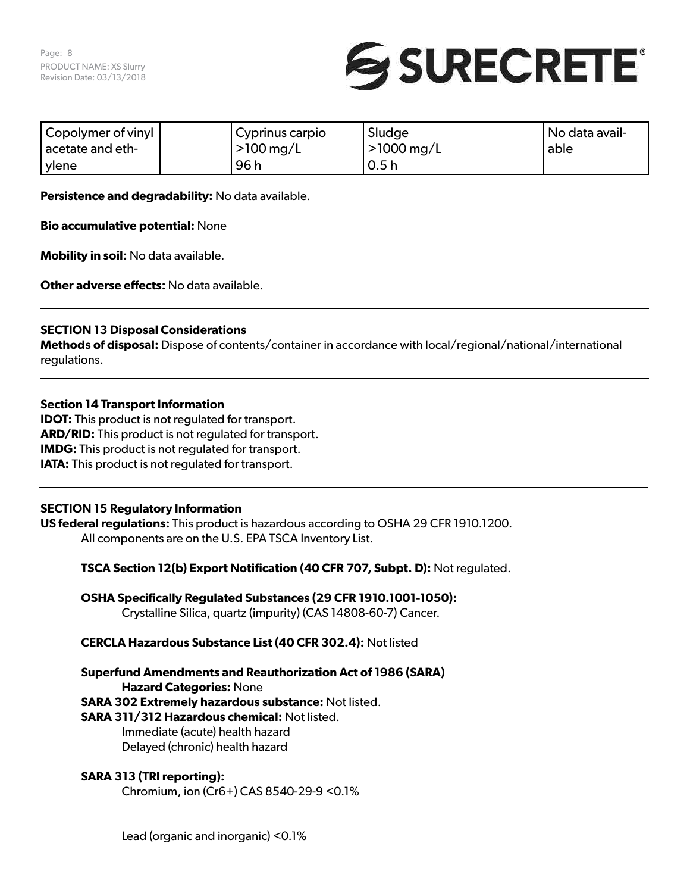| Copolymer of vinyl acetate and ethylene | | Cyprinus carpio >100 mg/L 96 h | Sludge >1000 mg/L 0.5 h | No data available |
|---|---|---|---|---|

**Persistence and degradability:** No data available.

**Bio accumulative potential:** None

**Mobility in soil:** No data available.

**Other adverse effects:** No data available.

## SECTION 13 Disposal Considerations

**Methods of disposal:** Dispose of contents/container in accordance with local/regional/national/international regulations.

## Section 14 Transport Information

**IDOT:** This product is not regulated for transport.
**ARD/RID:** This product is not regulated for transport.
**IMDG:** This product is not regulated for transport.
**IATA:** This product is not regulated for transport.

## SECTION 15 Regulatory Information

**US federal regulations:** This product is hazardous according to OSHA 29 CFR 1910.1200.
All components are on the U.S. EPA TSCA Inventory List.

**TSCA Section 12(b) Export Notification (40 CFR 707, Subpt. D):** Not regulated.

**OSHA Specifically Regulated Substances (29 CFR 1910.1001-1050):**
Crystalline Silica, quartz (impurity) (CAS 14808-60-7) Cancer.

**CERCLA Hazardous Substance List (40 CFR 302.4):** Not listed

**Superfund Amendments and Reauthorization Act of 1986 (SARA)**
**Hazard Categories:** None
**SARA 302 Extremely hazardous substance:** Not listed.
**SARA 311/312 Hazardous chemical:** Not listed.
Immediate (acute) health hazard
Delayed (chronic) health hazard

**SARA 313 (TRI reporting):**
Chromium, ion (Cr6+) CAS 8540-29-9 <0.1%

Lead (organic and inorganic) <0.1%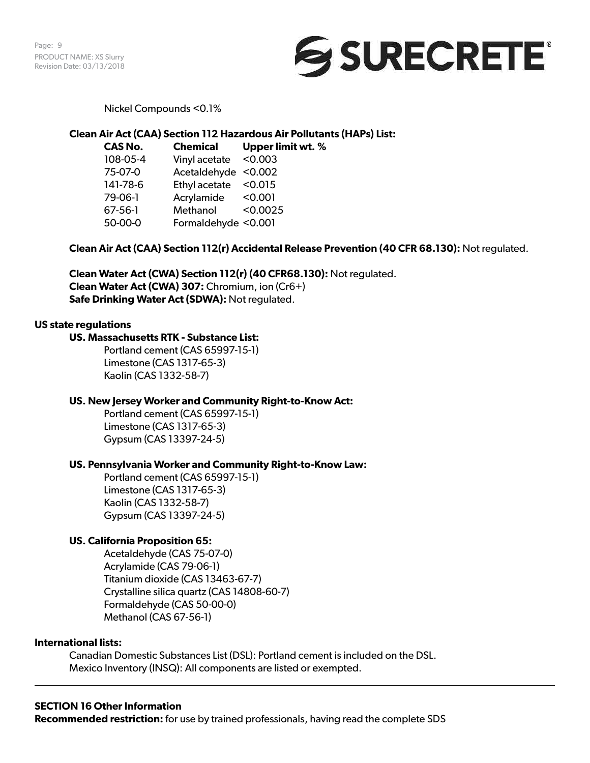Nickel Compounds <0.1%

**Clean Air Act (CAA) Section 112 Hazardous Air Pollutants (HAPs) List:**

| CAS No. | Chemical | Upper limit wt. % |
|---|---|---|
| 108-05-4 | Vinyl acetate | <0.003 |
| 75-07-0 | Acetaldehyde | <0.002 |
| 141-78-6 | Ethyl acetate | <0.015 |
| 79-06-1 | Acrylamide | <0.001 |
| 67-56-1 | Methanol | <0.0025 |
| 50-00-0 | Formaldehyde | <0.001 |

**Clean Air Act (CAA) Section 112(r) Accidental Release Prevention (40 CFR 68.130):** Not regulated.

**Clean Water Act (CWA) Section 112(r) (40 CFR68.130):** Not regulated.
**Clean Water Act (CWA) 307:** Chromium, ion (Cr6+)
**Safe Drinking Water Act (SDWA):** Not regulated.

**US state regulations**

**US. Massachusetts RTK - Substance List:**

Portland cement (CAS 65997-15-1)
Limestone (CAS 1317-65-3)
Kaolin (CAS 1332-58-7)

**US. New Jersey Worker and Community Right-to-Know Act:**

Portland cement (CAS 65997-15-1)
Limestone (CAS 1317-65-3)
Gypsum (CAS 13397-24-5)

**US. Pennsylvania Worker and Community Right-to-Know Law:**

Portland cement (CAS 65997-15-1)
Limestone (CAS 1317-65-3)
Kaolin (CAS 1332-58-7)
Gypsum (CAS 13397-24-5)

**US. California Proposition 65:**

Acetaldehyde (CAS 75-07-0)
Acrylamide (CAS 79-06-1)
Titanium dioxide (CAS 13463-67-7)
Crystalline silica quartz (CAS 14808-60-7)
Formaldehyde (CAS 50-00-0)
Methanol (CAS 67-56-1)

**International lists:**

Canadian Domestic Substances List (DSL): Portland cement is included on the DSL.
Mexico Inventory (INSQ): All components are listed or exempted.

---

## SECTION 16 Other Information

**Recommended restriction:** for use by trained professionals, having read the complete SDS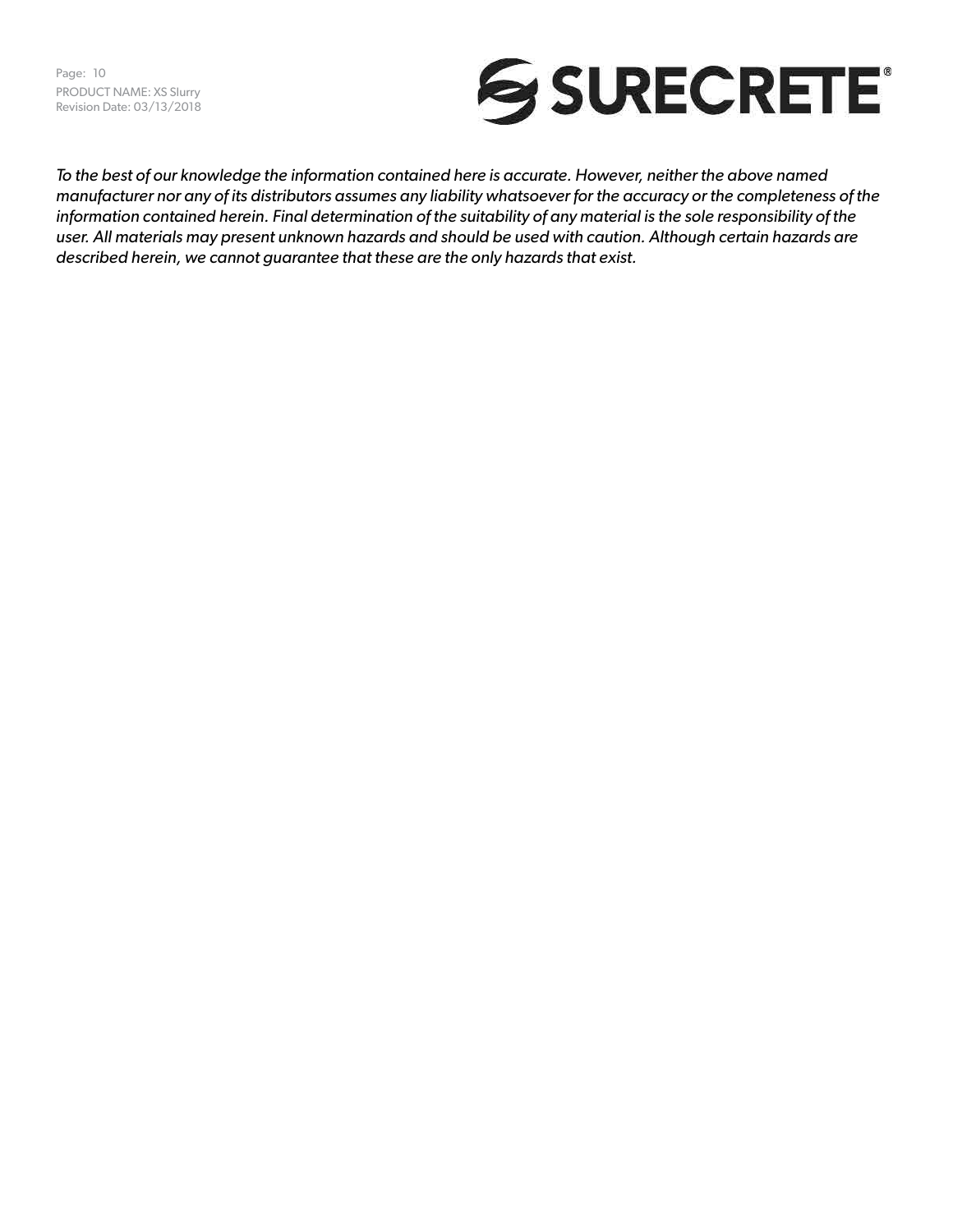*To the best of our knowledge the information contained here is accurate. However, neither the above named manufacturer nor any of its distributors assumes any liability whatsoever for the accuracy or the completeness of the information contained herein. Final determination of the suitability of any material is the sole responsibility of the user. All materials may present unknown hazards and should be used with caution. Although certain hazards are described herein, we cannot guarantee that these are the only hazards that exist.*